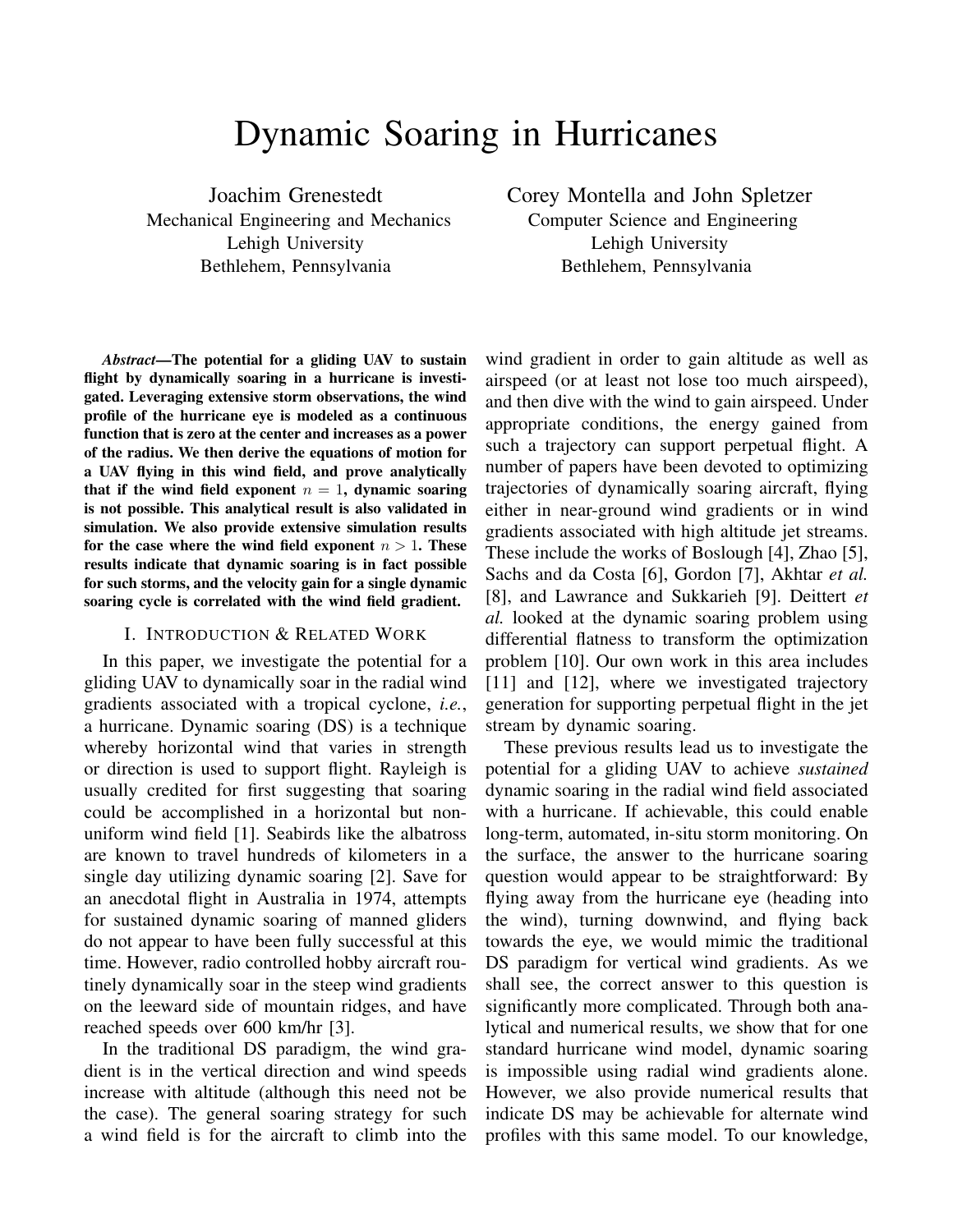# Dynamic Soaring in Hurricanes

Joachim Grenestedt
Mechanical Engineering and Mechanics
Lehigh University
Bethlehem, Pennsylvania

Corey Montella and John Spletzer
Computer Science and Engineering
Lehigh University
Bethlehem, Pennsylvania

***Abstract*—The potential for a gliding UAV to sustain flight by dynamically soaring in a hurricane is investigated. Leveraging extensive storm observations, the wind profile of the hurricane eye is modeled as a continuous function that is zero at the center and increases as a power of the radius. We then derive the equations of motion for a UAV flying in this wind field, and prove analytically that if the wind field exponent $n = 1$, dynamic soaring is not possible. This analytical result is also validated in simulation. We also provide extensive simulation results for the case where the wind field exponent $n > 1$. These results indicate that dynamic soaring is in fact possible for such storms, and the velocity gain for a single dynamic soaring cycle is correlated with the wind field gradient.**

## I. Introduction & Related Work

In this paper, we investigate the potential for a gliding UAV to dynamically soar in the radial wind gradients associated with a tropical cyclone, *i.e.*, a hurricane. Dynamic soaring (DS) is a technique whereby horizontal wind that varies in strength or direction is used to support flight. Rayleigh is usually credited for first suggesting that soaring could be accomplished in a horizontal but non-uniform wind field [1]. Seabirds like the albatross are known to travel hundreds of kilometers in a single day utilizing dynamic soaring [2]. Save for an anecdotal flight in Australia in 1974, attempts for sustained dynamic soaring of manned gliders do not appear to have been fully successful at this time. However, radio controlled hobby aircraft routinely dynamically soar in the steep wind gradients on the leeward side of mountain ridges, and have reached speeds over 600 km/hr [3].

In the traditional DS paradigm, the wind gradient is in the vertical direction and wind speeds increase with altitude (although this need not be the case). The general soaring strategy for such a wind field is for the aircraft to climb into the wind gradient in order to gain altitude as well as airspeed (or at least not lose too much airspeed), and then dive with the wind to gain airspeed. Under appropriate conditions, the energy gained from such a trajectory can support perpetual flight. A number of papers have been devoted to optimizing trajectories of dynamically soaring aircraft, flying either in near-ground wind gradients or in wind gradients associated with high altitude jet streams. These include the works of Boslough [4], Zhao [5], Sachs and da Costa [6], Gordon [7], Akhtar *et al.* [8], and Lawrance and Sukkarieh [9]. Deittert *et al.* looked at the dynamic soaring problem using differential flatness to transform the optimization problem [10]. Our own work in this area includes [11] and [12], where we investigated trajectory generation for supporting perpetual flight in the jet stream by dynamic soaring.

These previous results lead us to investigate the potential for a gliding UAV to achieve *sustained* dynamic soaring in the radial wind field associated with a hurricane. If achievable, this could enable long-term, automated, in-situ storm monitoring. On the surface, the answer to the hurricane soaring question would appear to be straightforward: By flying away from the hurricane eye (heading into the wind), turning downwind, and flying back towards the eye, we would mimic the traditional DS paradigm for vertical wind gradients. As we shall see, the correct answer to this question is significantly more complicated. Through both analytical and numerical results, we show that for one standard hurricane wind model, dynamic soaring is impossible using radial wind gradients alone. However, we also provide numerical results that indicate DS may be achievable for alternate wind profiles with this same model. To our knowledge,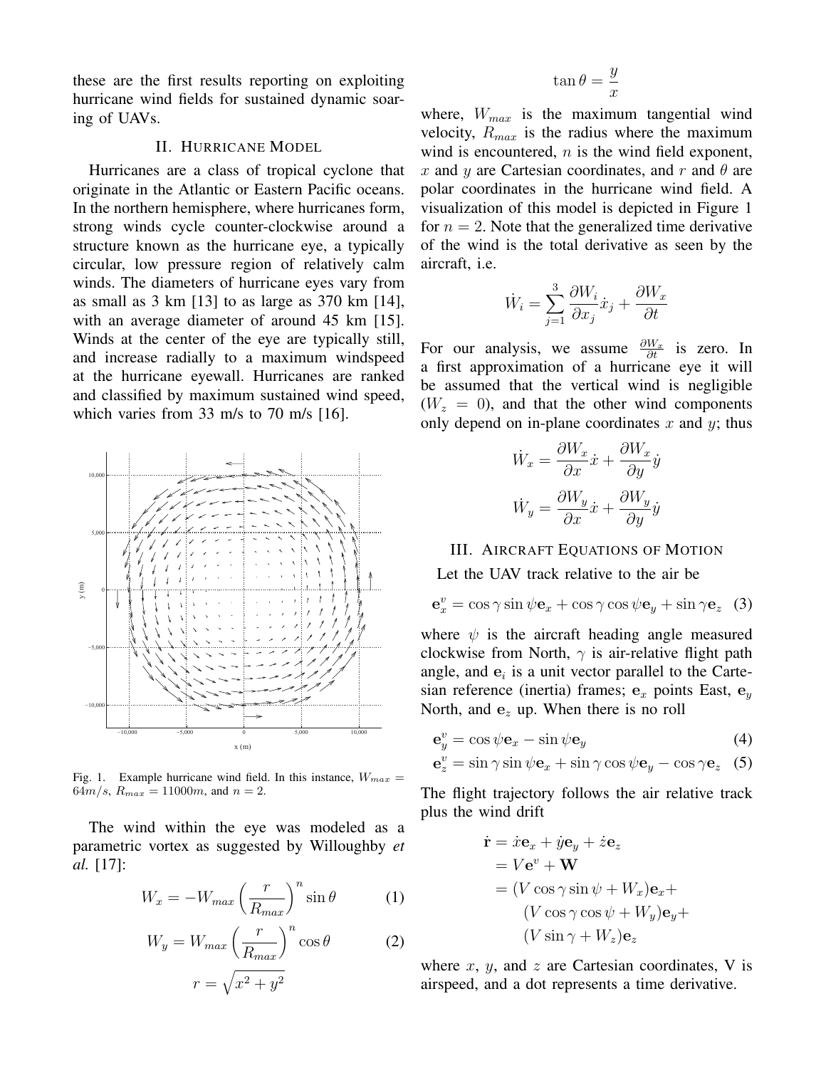these are the first results reporting on exploiting hurricane wind fields for sustained dynamic soaring of UAVs.

## II. Hurricane Model

Hurricanes are a class of tropical cyclone that originate in the Atlantic or Eastern Pacific oceans. In the northern hemisphere, where hurricanes form, strong winds cycle counter-clockwise around a structure known as the hurricane eye, a typically circular, low pressure region of relatively calm winds. The diameters of hurricane eyes vary from as small as 3 km [13] to as large as 370 km [14], with an average diameter of around 45 km [15]. Winds at the center of the eye are typically still, and increase radially to a maximum windspeed at the hurricane eyewall. Hurricanes are ranked and classified by maximum sustained wind speed, which varies from 33 m/s to 70 m/s [16].

Fig. 1. Example hurricane wind field. In this instance, $W_{max} = 64m/s$, $R_{max} = 11000m$, and $n = 2$.

The wind within the eye was modeled as a parametric vortex as suggested by Willoughby *et al.* [17]:

$$W_x = -W_{max}\left(\frac{r}{R_{max}}\right)^n \sin\theta \tag{1}$$

$$W_y = W_{max}\left(\frac{r}{R_{max}}\right)^n \cos\theta \tag{2}$$

$$r = \sqrt{x^2 + y^2}$$

$$\tan\theta = \frac{y}{x}$$

where, $W_{max}$ is the maximum tangential wind velocity, $R_{max}$ is the radius where the maximum wind is encountered, $n$ is the wind field exponent, $x$ and $y$ are Cartesian coordinates, and $r$ and $\theta$ are polar coordinates in the hurricane wind field. A visualization of this model is depicted in Figure 1 for $n = 2$. Note that the generalized time derivative of the wind is the total derivative as seen by the aircraft, i.e.

$$\dot{W}_i = \sum_{j=1}^{3} \frac{\partial W_i}{\partial x_j}\dot{x}_j + \frac{\partial W_x}{\partial t}$$

For our analysis, we assume $\frac{\partial W_x}{\partial t}$ is zero. In a first approximation of a hurricane eye it will be assumed that the vertical wind is negligible ($W_z = 0$), and that the other wind components only depend on in-plane coordinates $x$ and $y$; thus

$$\dot{W}_x = \frac{\partial W_x}{\partial x}\dot{x} + \frac{\partial W_x}{\partial y}\dot{y}$$

$$\dot{W}_y = \frac{\partial W_y}{\partial x}\dot{x} + \frac{\partial W_y}{\partial y}\dot{y}$$

## III. Aircraft Equations of Motion

Let the UAV track relative to the air be

$$\mathbf{e}_x^v = \cos\gamma\sin\psi\mathbf{e}_x + \cos\gamma\cos\psi\mathbf{e}_y + \sin\gamma\mathbf{e}_z \tag{3}$$

where $\psi$ is the aircraft heading angle measured clockwise from North, $\gamma$ is air-relative flight path angle, and $\mathbf{e}_i$ is a unit vector parallel to the Cartesian reference (inertia) frames; $\mathbf{e}_x$ points East, $\mathbf{e}_y$ North, and $\mathbf{e}_z$ up. When there is no roll

$$\mathbf{e}_y^v = \cos\psi\mathbf{e}_x - \sin\psi\mathbf{e}_y \tag{4}$$

$$\mathbf{e}_z^v = \sin\gamma\sin\psi\mathbf{e}_x + \sin\gamma\cos\psi\mathbf{e}_y - \cos\gamma\mathbf{e}_z \tag{5}$$

The flight trajectory follows the air relative track plus the wind drift

$$\begin{aligned}
\dot{\mathbf{r}} &= \dot{x}\mathbf{e}_x + \dot{y}\mathbf{e}_y + \dot{z}\mathbf{e}_z \\
&= V\mathbf{e}^v + \mathbf{W} \\
&= (V\cos\gamma\sin\psi + W_x)\mathbf{e}_x + \\
&\quad (V\cos\gamma\cos\psi + W_y)\mathbf{e}_y + \\
&\quad (V\sin\gamma + W_z)\mathbf{e}_z
\end{aligned}$$

where $x$, $y$, and $z$ are Cartesian coordinates, V is airspeed, and a dot represents a time derivative.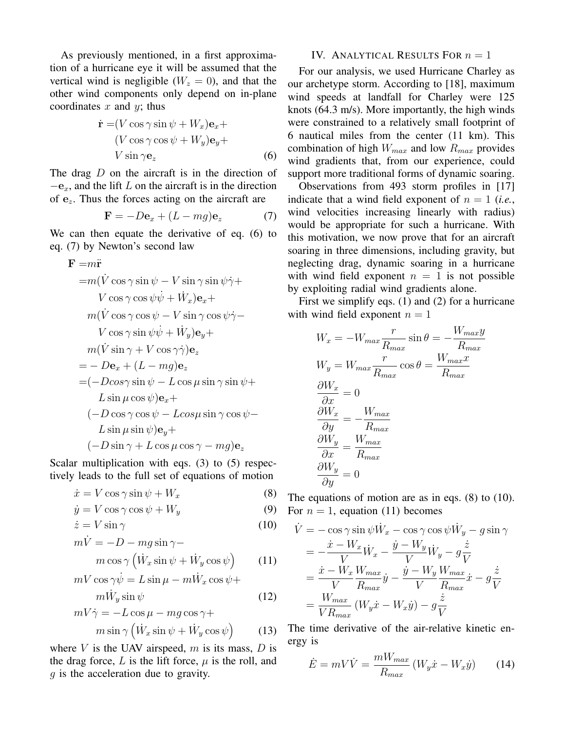As previously mentioned, in a first approximation of a hurricane eye it will be assumed that the vertical wind is negligible ($W_z = 0$), and that the other wind components only depend on in-plane coordinates $x$ and $y$; thus

$$
\begin{aligned}
\dot{\mathbf{r}} =&(V\cos\gamma\sin\psi + W_x)\mathbf{e}_x + \\
&(V\cos\gamma\cos\psi + W_y)\mathbf{e}_y + \\
&V\sin\gamma\mathbf{e}_z
\end{aligned}
\tag{6}
$$

The drag $D$ on the aircraft is in the direction of $-\mathbf{e}_x$, and the lift $L$ on the aircraft is in the direction of $\mathbf{e}_z$. Thus the forces acting on the aircraft are

$$
\mathbf{F} = -D\mathbf{e}_x + (L - mg)\mathbf{e}_z \tag{7}
$$

We can then equate the derivative of eq. (6) to eq. (7) by Newton's second law

$$
\begin{aligned}
\mathbf{F} =& m\ddot{\mathbf{r}} \\
=& m(\dot{V}\cos\gamma\sin\psi - V\sin\gamma\sin\psi\dot{\gamma} + \\
&V\cos\gamma\cos\psi\dot{\psi} + \dot{W}_x)\mathbf{e}_x + \\
&m(\dot{V}\cos\gamma\cos\psi - V\sin\gamma\cos\psi\dot{\gamma} - \\
&V\cos\gamma\sin\psi\dot{\psi} + \dot{W}_y)\mathbf{e}_y + \\
&m(\dot{V}\sin\gamma + V\cos\gamma\dot{\gamma})\mathbf{e}_z \\
=& -D\mathbf{e}_x + (L - mg)\mathbf{e}_z \\
=& (-D cos\gamma\sin\psi - L\cos\mu\sin\gamma\sin\psi + \\
&L\sin\mu\cos\psi)\mathbf{e}_x + \\
&(-D\cos\gamma\cos\psi - L cos\mu\sin\gamma\cos\psi - \\
&L\sin\mu\sin\psi)\mathbf{e}_y + \\
&(-D\sin\gamma + L\cos\mu\cos\gamma - mg)\mathbf{e}_z
\end{aligned}
$$

Scalar multiplication with eqs. (3) to (5) respectively leads to the full set of equations of motion

$$
\dot{x} = V\cos\gamma\sin\psi + W_x \tag{8}
$$

$$
\dot{y} = V\cos\gamma\cos\psi + W_y \tag{9}
$$

$$
\dot{z} = V\sin\gamma \tag{10}
$$

$$
\begin{aligned}
m\dot{V} =& -D - mg\sin\gamma - \\
&m\cos\gamma\left(\dot{W}_x\sin\psi + \dot{W}_y\cos\psi\right)
\end{aligned}
\tag{11}
$$

$$
\begin{aligned}
mV\cos\gamma\dot{\psi} =& L\sin\mu - m\dot{W}_x\cos\psi + \\
&m\dot{W}_y\sin\psi
\end{aligned}
\tag{12}
$$

$$
\begin{aligned}
mV\dot{\gamma} =& -L\cos\mu - mg\cos\gamma + \\
&m\sin\gamma\left(\dot{W}_x\sin\psi + \dot{W}_y\cos\psi\right)
\end{aligned}
\tag{13}
$$

where $V$ is the UAV airspeed, $m$ is its mass, $D$ is the drag force, $L$ is the lift force, $\mu$ is the roll, and $g$ is the acceleration due to gravity.

## IV. Analytical Results For $n = 1$

For our analysis, we used Hurricane Charley as our archetype storm. According to [18], maximum wind speeds at landfall for Charley were 125 knots (64.3 m/s). More importantly, the high winds were constrained to a relatively small footprint of 6 nautical miles from the center (11 km). This combination of high $W_{max}$ and low $R_{max}$ provides wind gradients that, from our experience, could support more traditional forms of dynamic soaring.

Observations from 493 storm profiles in [17] indicate that a wind field exponent of $n = 1$ (*i.e.*, wind velocities increasing linearly with radius) would be appropriate for such a hurricane. With this motivation, we now prove that for an aircraft soaring in three dimensions, including gravity, but neglecting drag, dynamic soaring in a hurricane with wind field exponent $n = 1$ is not possible by exploiting radial wind gradients alone.

First we simplify eqs. (1) and (2) for a hurricane with wind field exponent $n = 1$

$$
\begin{aligned}
W_x &= -W_{max}\frac{r}{R_{max}}\sin\theta = -\frac{W_{max}y}{R_{max}} \\
W_y &= W_{max}\frac{r}{R_{max}}\cos\theta = \frac{W_{max}x}{R_{max}} \\
\frac{\partial W_x}{\partial x} &= 0 \\
\frac{\partial W_x}{\partial y} &= -\frac{W_{max}}{R_{max}} \\
\frac{\partial W_y}{\partial x} &= \frac{W_{max}}{R_{max}} \\
\frac{\partial W_y}{\partial y} &= 0
\end{aligned}
$$

The equations of motion are as in eqs. (8) to (10). For $n = 1$, equation (11) becomes

$$
\begin{aligned}
\dot{V} &= -\cos\gamma\sin\psi\dot{W}_x - \cos\gamma\cos\psi\dot{W}_y - g\sin\gamma \\
&= -\frac{\dot{x} - W_x}{V}\dot{W}_x - \frac{\dot{y} - W_y}{V}\dot{W}_y - g\frac{\dot{z}}{V} \\
&= \frac{\dot{x} - W_x}{V}\frac{W_{max}}{R_{max}}\dot{y} - \frac{\dot{y} - W_y}{V}\frac{W_{max}}{R_{max}}\dot{x} - g\frac{\dot{z}}{V} \\
&= \frac{W_{max}}{VR_{max}}\left(W_y\dot{x} - W_x\dot{y}\right) - g\frac{\dot{z}}{V}
\end{aligned}
$$

The time derivative of the air-relative kinetic energy is

$$
\dot{E} = mV\dot{V} = \frac{mW_{max}}{R_{max}}\left(W_y\dot{x} - W_x\dot{y}\right) \tag{14}
$$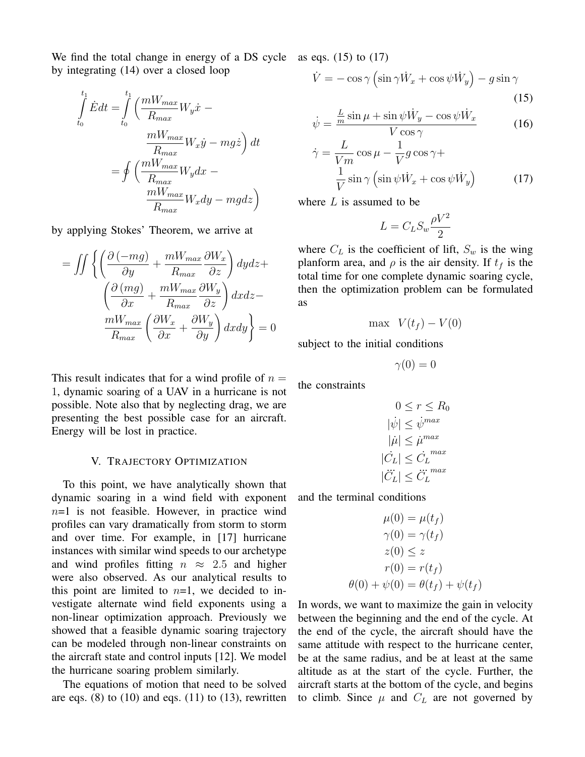We find the total change in energy of a DS cycle by integrating (14) over a closed loop

$$
\begin{aligned}
\int_{t_0}^{t_1} \dot{E} dt &= \int_{t_0}^{t_1} \Big( \frac{mW_{max}}{R_{max}} W_y \dot{x} - \\
&\qquad \frac{mW_{max}}{R_{max}} W_x \dot{y} - mg\dot{z} \Big) dt \\
&= \oint \Big( \frac{mW_{max}}{R_{max}} W_y dx - \\
&\qquad \frac{mW_{max}}{R_{max}} W_x dy - mgdz \Big)
\end{aligned}
$$

by applying Stokes' Theorem, we arrive at

$$
\begin{aligned}
= \iint \Bigg\{ & \left( \frac{\partial (-mg)}{\partial y} + \frac{mW_{max}}{R_{max}} \frac{\partial W_x}{\partial z} \right) dydz + \\
& \left( \frac{\partial (mg)}{\partial x} + \frac{mW_{max}}{R_{max}} \frac{\partial W_y}{\partial z} \right) dxdz - \\
& \frac{mW_{max}}{R_{max}} \left( \frac{\partial W_x}{\partial x} + \frac{\partial W_y}{\partial y} \right) dxdy \Bigg\} = 0
\end{aligned}
$$

This result indicates that for a wind profile of $n = 1$, dynamic soaring of a UAV in a hurricane is not possible. Note also that by neglecting drag, we are presenting the best possible case for an aircraft. Energy will be lost in practice.

## V. Trajectory Optimization

To this point, we have analytically shown that dynamic soaring in a wind field with exponent $n$=1 is not feasible. However, in practice wind profiles can vary dramatically from storm to storm and over time. For example, in [17] hurricane instances with similar wind speeds to our archetype and wind profiles fitting $n \approx 2.5$ and higher were also observed. As our analytical results to this point are limited to $n$=1, we decided to investigate alternate wind field exponents using a non-linear optimization approach. Previously we showed that a feasible dynamic soaring trajectory can be modeled through non-linear constraints on the aircraft state and control inputs [12]. We model the hurricane soaring problem similarly.

The equations of motion that need to be solved are eqs. (8) to (10) and eqs. (11) to (13), rewritten as eqs. (15) to (17)

$$
\dot{V} = -\cos\gamma \left( \sin\gamma \dot{W}_x + \cos\psi \dot{W}_y \right) - g\sin\gamma \tag{15}
$$

$$
\dot{\psi} = \frac{\frac{L}{m}\sin\mu + \sin\psi \dot{W}_y - \cos\psi \dot{W}_x}{V\cos\gamma} \tag{16}
$$

$$
\begin{aligned}
\dot{\gamma} = \frac{L}{Vm}\cos\mu - \frac{1}{V} g\cos\gamma + \\
\frac{1}{V}\sin\gamma \left( \sin\psi \dot{W}_x + \cos\psi \dot{W}_y \right)
\end{aligned} \tag{17}
$$

where $L$ is assumed to be

$$
L = C_L S_w \frac{\rho V^2}{2}
$$

where $C_L$ is the coefficient of lift, $S_w$ is the wing planform area, and $\rho$ is the air density. If $t_f$ is the total time for one complete dynamic soaring cycle, then the optimization problem can be formulated as

$$
\max \quad V(t_f) - V(0)
$$

subject to the initial conditions

$$
\gamma(0) = 0
$$

the constraints

$$
\begin{aligned}
0 \le r \le R_0 \\
|\dot{\psi}| \le \dot{\psi}^{max} \\
|\dot{\mu}| \le \dot{\mu}^{max} \\
|\dot{C}_L| \le \dot{C}_L^{\,max} \\
|\ddot{C}_L| \le \ddot{C}_L^{\,max}
\end{aligned}
$$

and the terminal conditions

$$
\begin{aligned}
\mu(0) &= \mu(t_f) \\
\gamma(0) &= \gamma(t_f) \\
z(0) &\le z \\
r(0) &= r(t_f) \\
\theta(0) + \psi(0) &= \theta(t_f) + \psi(t_f)
\end{aligned}
$$

In words, we want to maximize the gain in velocity between the beginning and the end of the cycle. At the end of the cycle, the aircraft should have the same attitude with respect to the hurricane center, be at the same radius, and be at least at the same altitude as at the start of the cycle. Further, the aircraft starts at the bottom of the cycle, and begins to climb. Since $\mu$ and $C_L$ are not governed by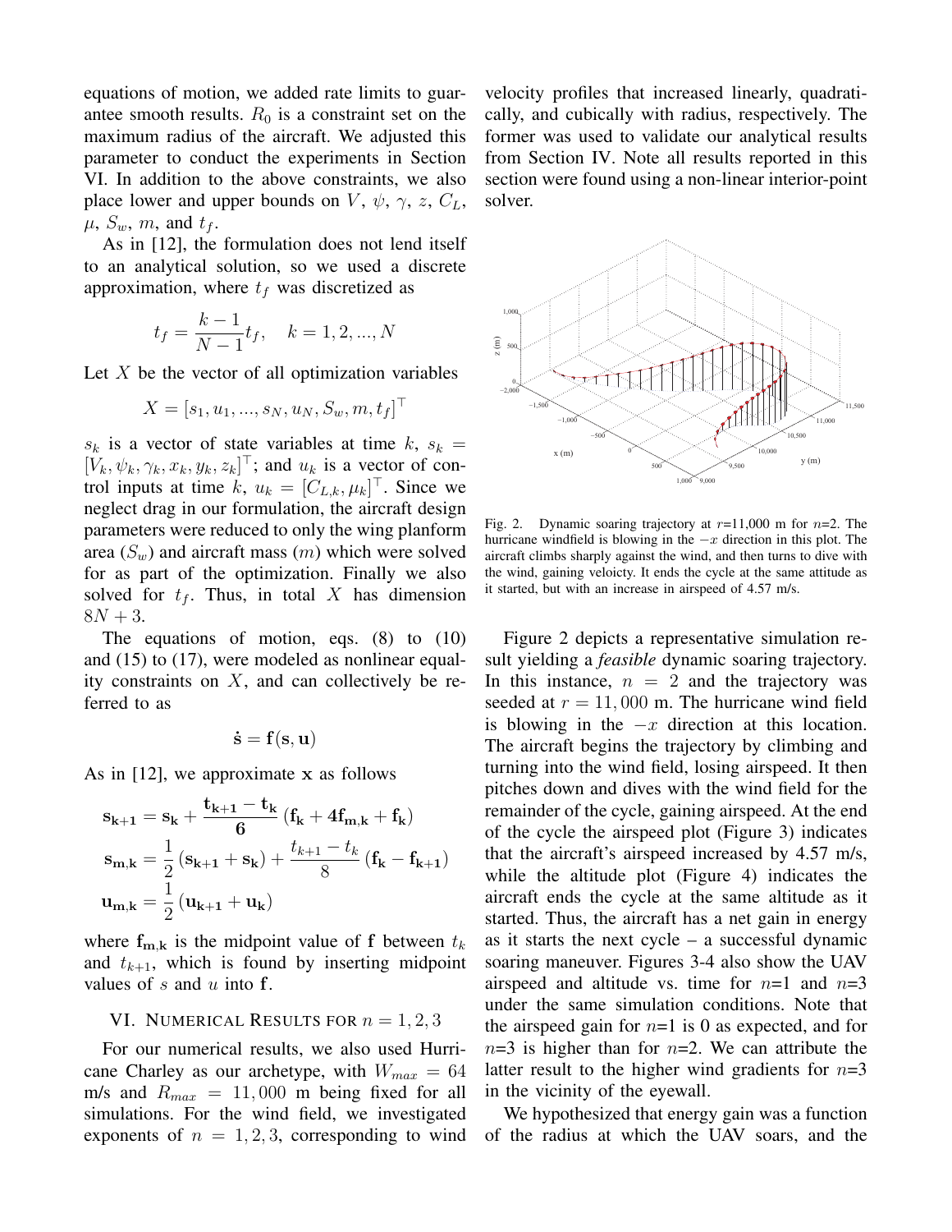equations of motion, we added rate limits to guarantee smooth results. $R_0$ is a constraint set on the maximum radius of the aircraft. We adjusted this parameter to conduct the experiments in Section VI. In addition to the above constraints, we also place lower and upper bounds on $V$, $\psi$, $\gamma$, $z$, $C_L$, $\mu$, $S_w$, $m$, and $t_f$.

As in [12], the formulation does not lend itself to an analytical solution, so we used a discrete approximation, where $t_f$ was discretized as

$$t_f = \frac{k-1}{N-1} t_f, \quad k = 1, 2, ..., N$$

Let $X$ be the vector of all optimization variables

$$X = [s_1, u_1, ..., s_N, u_N, S_w, m, t_f]^\top$$

$s_k$ is a vector of state variables at time $k$, $s_k = [V_k, \psi_k, \gamma_k, x_k, y_k, z_k]^\top$; and $u_k$ is a vector of control inputs at time $k$, $u_k = [C_{L,k}, \mu_k]^\top$. Since we neglect drag in our formulation, the aircraft design parameters were reduced to only the wing planform area ($S_w$) and aircraft mass ($m$) which were solved for as part of the optimization. Finally we also solved for $t_f$. Thus, in total $X$ has dimension $8N + 3$.

The equations of motion, eqs. (8) to (10) and (15) to (17), were modeled as nonlinear equality constraints on $X$, and can collectively be referred to as

$$\dot{\mathbf{s}} = \mathbf{f}(\mathbf{s}, \mathbf{u})$$

As in [12], we approximate $\mathbf{x}$ as follows

$$\mathbf{s_{k+1}} = \mathbf{s_k} + \frac{\mathbf{t_{k+1}} - \mathbf{t_k}}{\mathbf{6}} \left( \mathbf{f_k} + \mathbf{4f_{m,k}} + \mathbf{f_k} \right)$$

$$\mathbf{s_{m,k}} = \frac{1}{2} \left( \mathbf{s_{k+1}} + \mathbf{s_k} \right) + \frac{t_{k+1} - t_k}{8} \left( \mathbf{f_k} - \mathbf{f_{k+1}} \right)$$

$$\mathbf{u_{m,k}} = \frac{1}{2} \left( \mathbf{u_{k+1}} + \mathbf{u_k} \right)$$

where $\mathbf{f_{m,k}}$ is the midpoint value of $\mathbf{f}$ between $t_k$ and $t_{k+1}$, which is found by inserting midpoint values of $s$ and $u$ into $\mathbf{f}$.

## VI. Numerical Results for $n = 1, 2, 3$

For our numerical results, we also used Hurricane Charley as our archetype, with $W_{max} = 64$ m/s and $R_{max} = 11,000$ m being fixed for all simulations. For the wind field, we investigated exponents of $n = 1, 2, 3$, corresponding to wind velocity profiles that increased linearly, quadratically, and cubically with radius, respectively. The former was used to validate our analytical results from Section IV. Note all results reported in this section were found using a non-linear interior-point solver.

Fig. 2. Dynamic soaring trajectory at $r$=11,000 m for $n$=2. The hurricane windfield is blowing in the $-x$ direction in this plot. The aircraft climbs sharply against the wind, and then turns to dive with the wind, gaining veloicty. It ends the cycle at the same attitude as it started, but with an increase in airspeed of 4.57 m/s.

Figure 2 depicts a representative simulation result yielding a *feasible* dynamic soaring trajectory. In this instance, $n = 2$ and the trajectory was seeded at $r = 11,000$ m. The hurricane wind field is blowing in the $-x$ direction at this location. The aircraft begins the trajectory by climbing and turning into the wind field, losing airspeed. It then pitches down and dives with the wind field for the remainder of the cycle, gaining airspeed. At the end of the cycle the airspeed plot (Figure 3) indicates that the aircraft's airspeed increased by 4.57 m/s, while the altitude plot (Figure 4) indicates the aircraft ends the cycle at the same altitude as it started. Thus, the aircraft has a net gain in energy as it starts the next cycle – a successful dynamic soaring maneuver. Figures 3-4 also show the UAV airspeed and altitude vs. time for $n$=1 and $n$=3 under the same simulation conditions. Note that the airspeed gain for $n$=1 is 0 as expected, and for $n$=3 is higher than for $n$=2. We can attribute the latter result to the higher wind gradients for $n$=3 in the vicinity of the eyewall.

We hypothesized that energy gain was a function of the radius at which the UAV soars, and the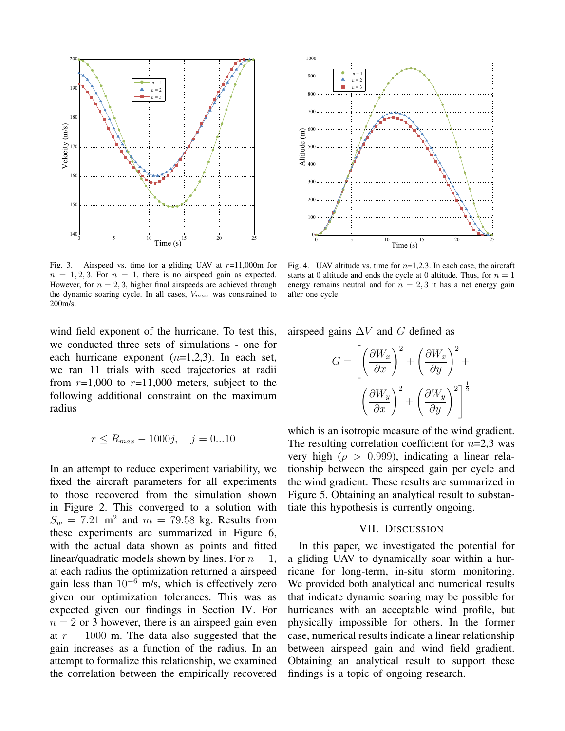Fig. 3. Airspeed vs. time for a gliding UAV at $r$=11,000m for $n = 1, 2, 3$. For $n = 1$, there is no airspeed gain as expected. However, for $n = 2, 3$, higher final airspeeds are achieved through the dynamic soaring cycle. In all cases, $V_{max}$ was constrained to 200m/s.

Fig. 4. UAV altitude vs. time for $n$=1,2,3. In each case, the aircraft starts at 0 altitude and ends the cycle at 0 altitude. Thus, for $n = 1$ energy remains neutral and for $n = 2, 3$ it has a net energy gain after one cycle.

wind field exponent of the hurricane. To test this, we conducted three sets of simulations - one for each hurricane exponent ($n$=1,2,3). In each set, we ran 11 trials with seed trajectories at radii from $r$=1,000 to $r$=11,000 meters, subject to the following additional constraint on the maximum radius

$$r \leq R_{max} - 1000j, \quad j = 0...10$$

In an attempt to reduce experiment variability, we fixed the aircraft parameters for all experiments to those recovered from the simulation shown in Figure 2. This converged to a solution with $S_w = 7.21$ m$^2$ and $m = 79.58$ kg. Results from these experiments are summarized in Figure 6, with the actual data shown as points and fitted linear/quadratic models shown by lines. For $n = 1$, at each radius the optimization returned a airspeed gain less than $10^{-6}$ m/s, which is effectively zero given our optimization tolerances. This was as expected given our findings in Section IV. For $n = 2$ or 3 however, there is an airspeed gain even at $r = 1000$ m. The data also suggested that the gain increases as a function of the radius. In an attempt to formalize this relationship, we examined the correlation between the empirically recovered airspeed gains $\Delta V$ and $G$ defined as

$$G = \left[ \left( \frac{\partial W_x}{\partial x} \right)^2 + \left( \frac{\partial W_x}{\partial y} \right)^2 + \left( \frac{\partial W_y}{\partial x} \right)^2 + \left( \frac{\partial W_y}{\partial y} \right)^2 \right]^{\frac{1}{2}}$$

which is an isotropic measure of the wind gradient. The resulting correlation coefficient for $n$=2,3 was very high ($\rho > 0.999$), indicating a linear relationship between the airspeed gain per cycle and the wind gradient. These results are summarized in Figure 5. Obtaining an analytical result to substantiate this hypothesis is currently ongoing.

## VII. Discussion

In this paper, we investigated the potential for a gliding UAV to dynamically soar within a hurricane for long-term, in-situ storm monitoring. We provided both analytical and numerical results that indicate dynamic soaring may be possible for hurricanes with an acceptable wind profile, but physically impossible for others. In the former case, numerical results indicate a linear relationship between airspeed gain and wind field gradient. Obtaining an analytical result to support these findings is a topic of ongoing research.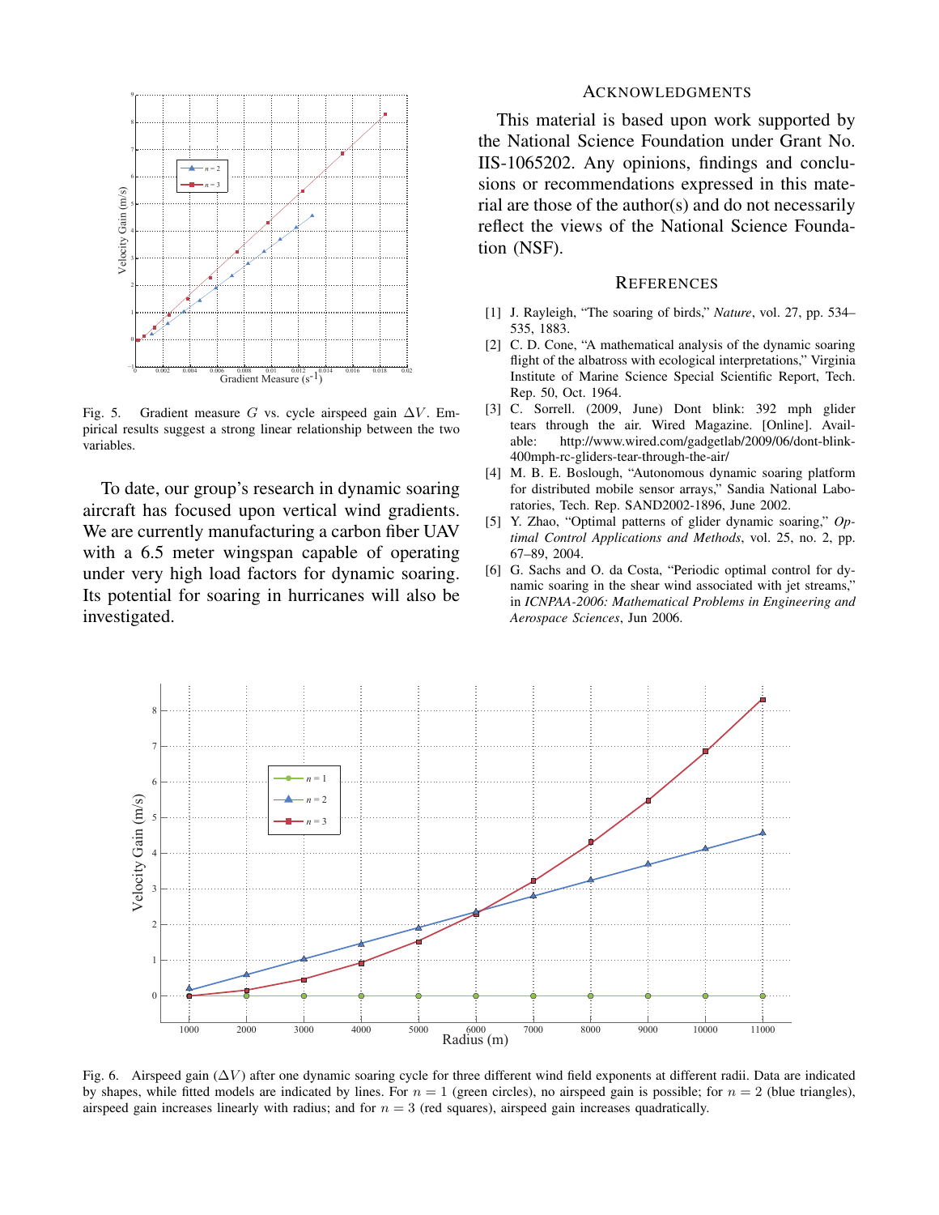Fig. 5. Gradient measure $G$ vs. cycle airspeed gain $\Delta V$. Empirical results suggest a strong linear relationship between the two variables.

To date, our group's research in dynamic soaring aircraft has focused upon vertical wind gradients. We are currently manufacturing a carbon fiber UAV with a 6.5 meter wingspan capable of operating under very high load factors for dynamic soaring. Its potential for soaring in hurricanes will also be investigated.

## Acknowledgments

This material is based upon work supported by the National Science Foundation under Grant No. IIS-1065202. Any opinions, findings and conclusions or recommendations expressed in this material are those of the author(s) and do not necessarily reflect the views of the National Science Foundation (NSF).

## References

[1] J. Rayleigh, "The soaring of birds," *Nature*, vol. 27, pp. 534–535, 1883.

[2] C. D. Cone, "A mathematical analysis of the dynamic soaring flight of the albatross with ecological interpretations," Virginia Institute of Marine Science Special Scientific Report, Tech. Rep. 50, Oct. 1964.

[3] C. Sorrell. (2009, June) Dont blink: 392 mph glider tears through the air. Wired Magazine. [Online]. Available: http://www.wired.com/gadgetlab/2009/06/dont-blink-400mph-rc-gliders-tear-through-the-air/

[4] M. B. E. Boslough, "Autonomous dynamic soaring platform for distributed mobile sensor arrays," Sandia National Laboratories, Tech. Rep. SAND2002-1896, June 2002.

[5] Y. Zhao, "Optimal patterns of glider dynamic soaring," *Optimal Control Applications and Methods*, vol. 25, no. 2, pp. 67–89, 2004.

[6] G. Sachs and O. da Costa, "Periodic optimal control for dynamic soaring in the shear wind associated with jet streams," in *ICNPAA-2006: Mathematical Problems in Engineering and Aerospace Sciences*, Jun 2006.

Fig. 6. Airspeed gain ($\Delta V$) after one dynamic soaring cycle for three different wind field exponents at different radii. Data are indicated by shapes, while fitted models are indicated by lines. For $n = 1$ (green circles), no airspeed gain is possible; for $n = 2$ (blue triangles), airspeed gain increases linearly with radius; and for $n = 3$ (red squares), airspeed gain increases quadratically.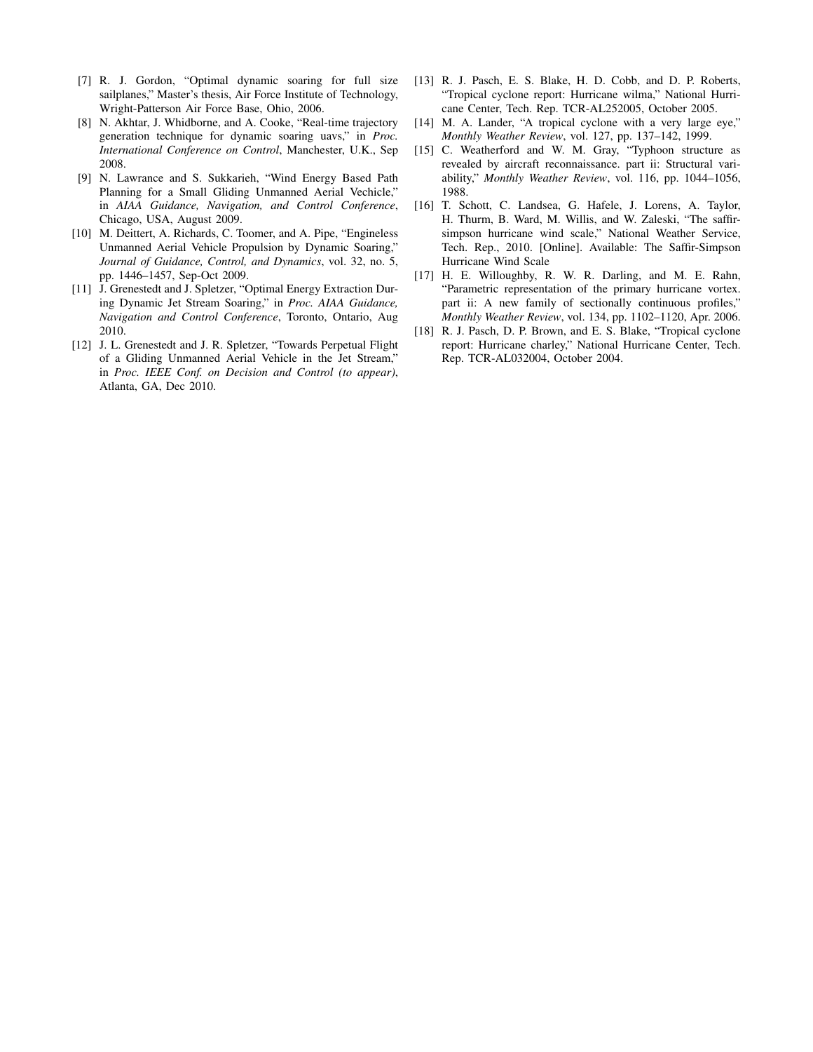[7] R. J. Gordon, "Optimal dynamic soaring for full size sailplanes," Master's thesis, Air Force Institute of Technology, Wright-Patterson Air Force Base, Ohio, 2006.

[8] N. Akhtar, J. Whidborne, and A. Cooke, "Real-time trajectory generation technique for dynamic soaring uavs," in *Proc. International Conference on Control*, Manchester, U.K., Sep 2008.

[9] N. Lawrance and S. Sukkarieh, "Wind Energy Based Path Planning for a Small Gliding Unmanned Aerial Vechicle," in *AIAA Guidance, Navigation, and Control Conference*, Chicago, USA, August 2009.

[10] M. Deittert, A. Richards, C. Toomer, and A. Pipe, "Engineless Unmanned Aerial Vehicle Propulsion by Dynamic Soaring," *Journal of Guidance, Control, and Dynamics*, vol. 32, no. 5, pp. 1446–1457, Sep-Oct 2009.

[11] J. Grenestedt and J. Spletzer, "Optimal Energy Extraction During Dynamic Jet Stream Soaring," in *Proc. AIAA Guidance, Navigation and Control Conference*, Toronto, Ontario, Aug 2010.

[12] J. L. Grenestedt and J. R. Spletzer, "Towards Perpetual Flight of a Gliding Unmanned Aerial Vehicle in the Jet Stream," in *Proc. IEEE Conf. on Decision and Control (to appear)*, Atlanta, GA, Dec 2010.

[13] R. J. Pasch, E. S. Blake, H. D. Cobb, and D. P. Roberts, "Tropical cyclone report: Hurricane wilma," National Hurricane Center, Tech. Rep. TCR-AL252005, October 2005.

[14] M. A. Lander, "A tropical cyclone with a very large eye," *Monthly Weather Review*, vol. 127, pp. 137–142, 1999.

[15] C. Weatherford and W. M. Gray, "Typhoon structure as revealed by aircraft reconnaissance. part ii: Structural variability," *Monthly Weather Review*, vol. 116, pp. 1044–1056, 1988.

[16] T. Schott, C. Landsea, G. Hafele, J. Lorens, A. Taylor, H. Thurm, B. Ward, M. Willis, and W. Zaleski, "The saffir-simpson hurricane wind scale," National Weather Service, Tech. Rep., 2010. [Online]. Available: The Saffir-Simpson Hurricane Wind Scale

[17] H. E. Willoughby, R. W. R. Darling, and M. E. Rahn, "Parametric representation of the primary hurricane vortex. part ii: A new family of sectionally continuous profiles," *Monthly Weather Review*, vol. 134, pp. 1102–1120, Apr. 2006.

[18] R. J. Pasch, D. P. Brown, and E. S. Blake, "Tropical cyclone report: Hurricane charley," National Hurricane Center, Tech. Rep. TCR-AL032004, October 2004.